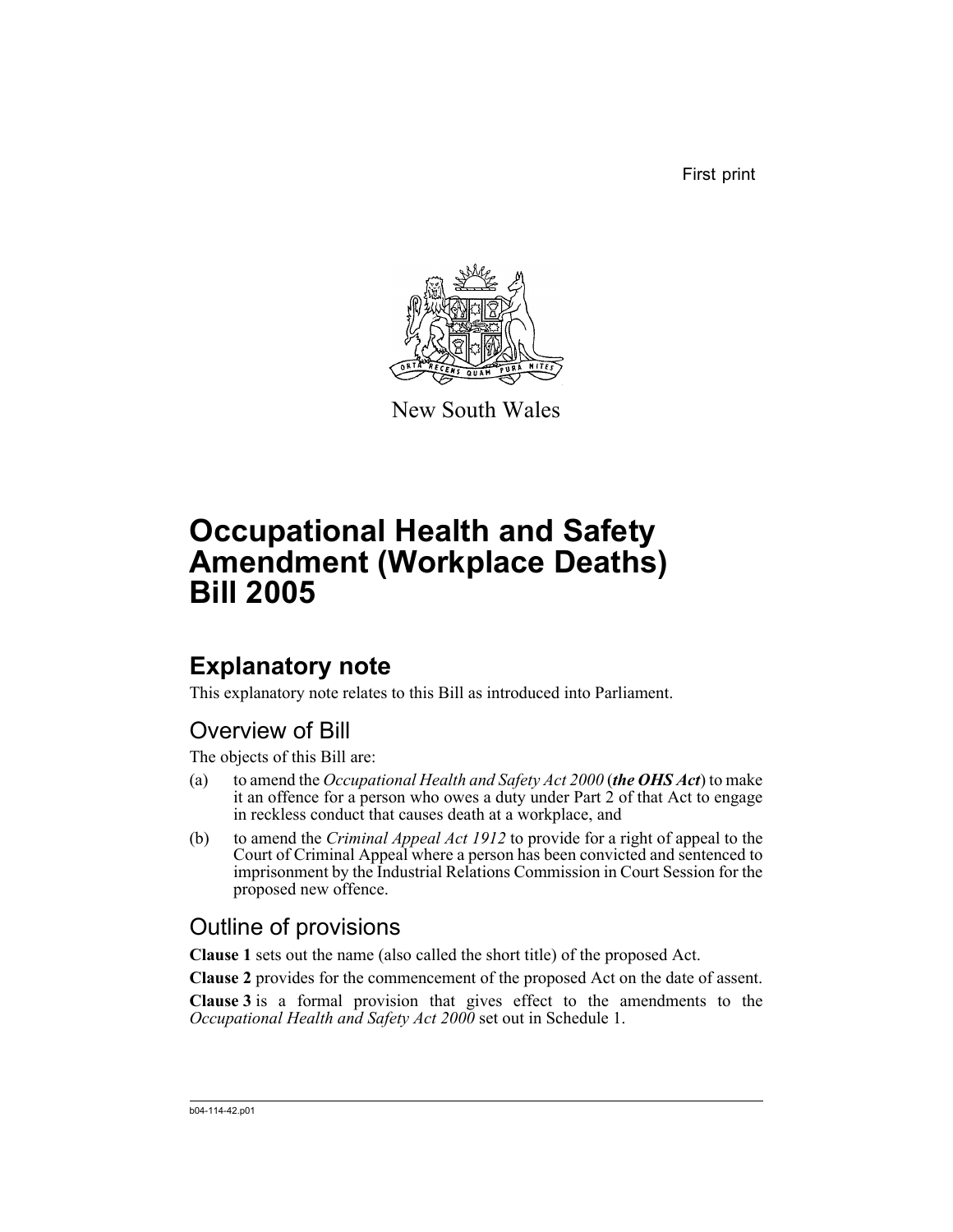First print

New South Wales

# Occupational Health and Safety Amendment (Workplace Deaths) Bill 2005

## Explanatory note

This explanatory note relates to this Bill as introduced into Parliament.

### Overview of Bill

The objects of this Bill are:

(a) to amend the *Occupational Health and Safety Act 2000* (***the OHS Act***) to make it an offence for a person who owes a duty under Part 2 of that Act to engage in reckless conduct that causes death at a workplace, and

(b) to amend the *Criminal Appeal Act 1912* to provide for a right of appeal to the Court of Criminal Appeal where a person has been convicted and sentenced to imprisonment by the Industrial Relations Commission in Court Session for the proposed new offence.

### Outline of provisions

**Clause 1** sets out the name (also called the short title) of the proposed Act.

**Clause 2** provides for the commencement of the proposed Act on the date of assent.

**Clause 3** is a formal provision that gives effect to the amendments to the *Occupational Health and Safety Act 2000* set out in Schedule 1.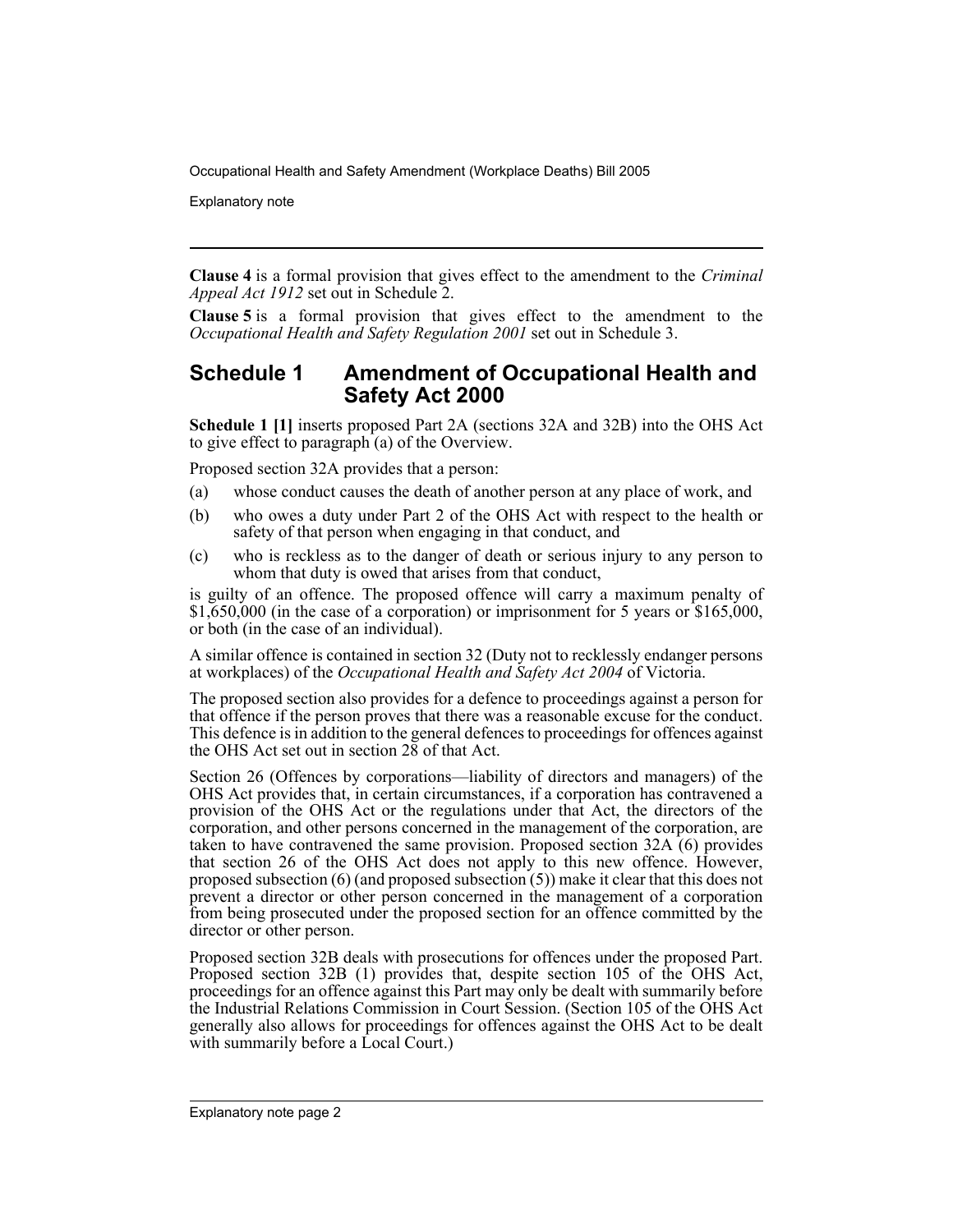**Clause 4** is a formal provision that gives effect to the amendment to the *Criminal Appeal Act 1912* set out in Schedule 2.

**Clause 5** is a formal provision that gives effect to the amendment to the *Occupational Health and Safety Regulation 2001* set out in Schedule 3.

## Schedule 1 Amendment of Occupational Health and Safety Act 2000

**Schedule 1 [1]** inserts proposed Part 2A (sections 32A and 32B) into the OHS Act to give effect to paragraph (a) of the Overview.

Proposed section 32A provides that a person:

(a) whose conduct causes the death of another person at any place of work, and

(b) who owes a duty under Part 2 of the OHS Act with respect to the health or safety of that person when engaging in that conduct, and

(c) who is reckless as to the danger of death or serious injury to any person to whom that duty is owed that arises from that conduct,

is guilty of an offence. The proposed offence will carry a maximum penalty of $1,650,000 (in the case of a corporation) or imprisonment for 5 years or $165,000, or both (in the case of an individual).

A similar offence is contained in section 32 (Duty not to recklessly endanger persons at workplaces) of the *Occupational Health and Safety Act 2004* of Victoria.

The proposed section also provides for a defence to proceedings against a person for that offence if the person proves that there was a reasonable excuse for the conduct. This defence is in addition to the general defences to proceedings for offences against the OHS Act set out in section 28 of that Act.

Section 26 (Offences by corporations—liability of directors and managers) of the OHS Act provides that, in certain circumstances, if a corporation has contravened a provision of the OHS Act or the regulations under that Act, the directors of the corporation, and other persons concerned in the management of the corporation, are taken to have contravened the same provision. Proposed section 32A (6) provides that section 26 of the OHS Act does not apply to this new offence. However, proposed subsection (6) (and proposed subsection (5)) make it clear that this does not prevent a director or other person concerned in the management of a corporation from being prosecuted under the proposed section for an offence committed by the director or other person.

Proposed section 32B deals with prosecutions for offences under the proposed Part. Proposed section 32B (1) provides that, despite section 105 of the OHS Act, proceedings for an offence against this Part may only be dealt with summarily before the Industrial Relations Commission in Court Session. (Section 105 of the OHS Act generally also allows for proceedings for offences against the OHS Act to be dealt with summarily before a Local Court.)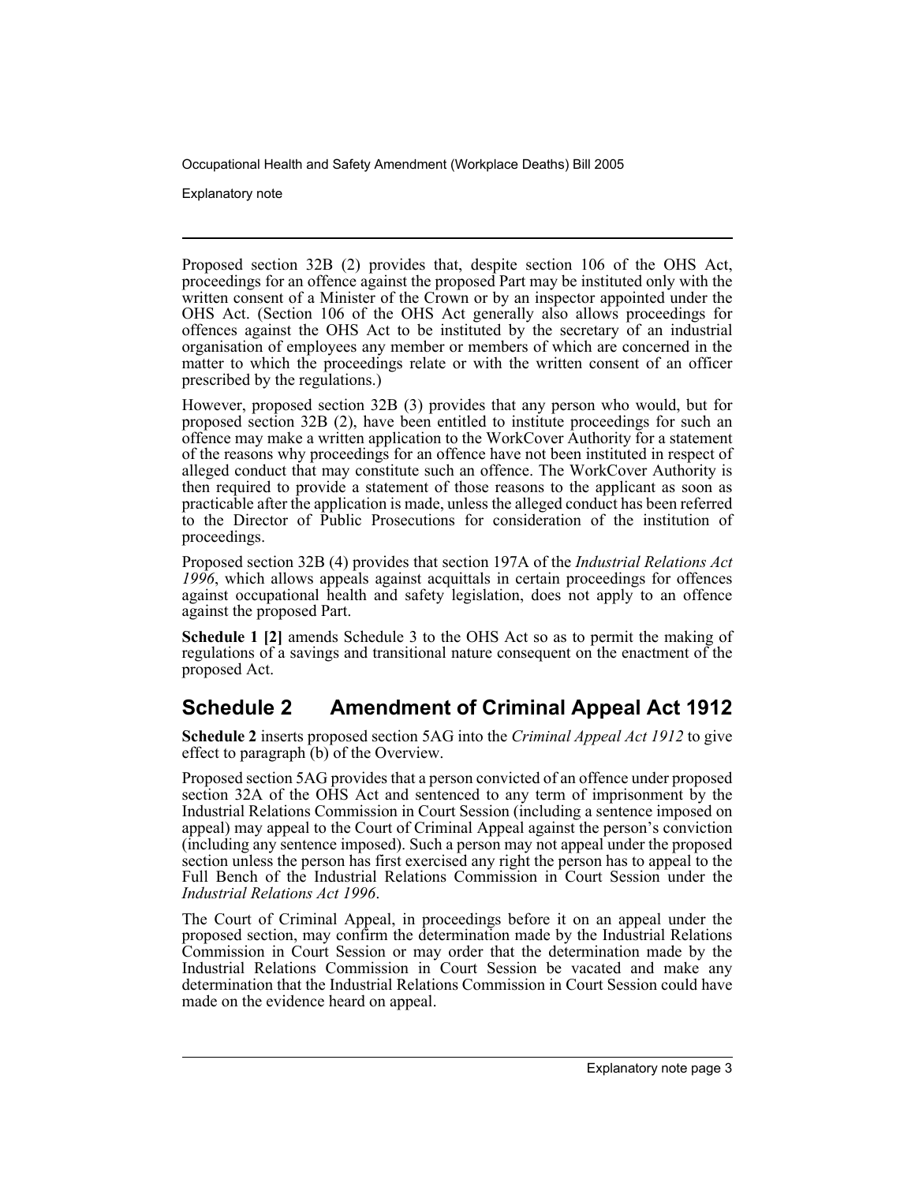Proposed section 32B (2) provides that, despite section 106 of the OHS Act, proceedings for an offence against the proposed Part may be instituted only with the written consent of a Minister of the Crown or by an inspector appointed under the OHS Act. (Section 106 of the OHS Act generally also allows proceedings for offences against the OHS Act to be instituted by the secretary of an industrial organisation of employees any member or members of which are concerned in the matter to which the proceedings relate or with the written consent of an officer prescribed by the regulations.)

However, proposed section 32B (3) provides that any person who would, but for proposed section 32B (2), have been entitled to institute proceedings for such an offence may make a written application to the WorkCover Authority for a statement of the reasons why proceedings for an offence have not been instituted in respect of alleged conduct that may constitute such an offence. The WorkCover Authority is then required to provide a statement of those reasons to the applicant as soon as practicable after the application is made, unless the alleged conduct has been referred to the Director of Public Prosecutions for consideration of the institution of proceedings.

Proposed section 32B (4) provides that section 197A of the *Industrial Relations Act 1996*, which allows appeals against acquittals in certain proceedings for offences against occupational health and safety legislation, does not apply to an offence against the proposed Part.

**Schedule 1 [2]** amends Schedule 3 to the OHS Act so as to permit the making of regulations of a savings and transitional nature consequent on the enactment of the proposed Act.

## Schedule 2 Amendment of Criminal Appeal Act 1912

**Schedule 2** inserts proposed section 5AG into the *Criminal Appeal Act 1912* to give effect to paragraph (b) of the Overview.

Proposed section 5AG provides that a person convicted of an offence under proposed section 32A of the OHS Act and sentenced to any term of imprisonment by the Industrial Relations Commission in Court Session (including a sentence imposed on appeal) may appeal to the Court of Criminal Appeal against the person's conviction (including any sentence imposed). Such a person may not appeal under the proposed section unless the person has first exercised any right the person has to appeal to the Full Bench of the Industrial Relations Commission in Court Session under the *Industrial Relations Act 1996*.

The Court of Criminal Appeal, in proceedings before it on an appeal under the proposed section, may confirm the determination made by the Industrial Relations Commission in Court Session or may order that the determination made by the Industrial Relations Commission in Court Session be vacated and make any determination that the Industrial Relations Commission in Court Session could have made on the evidence heard on appeal.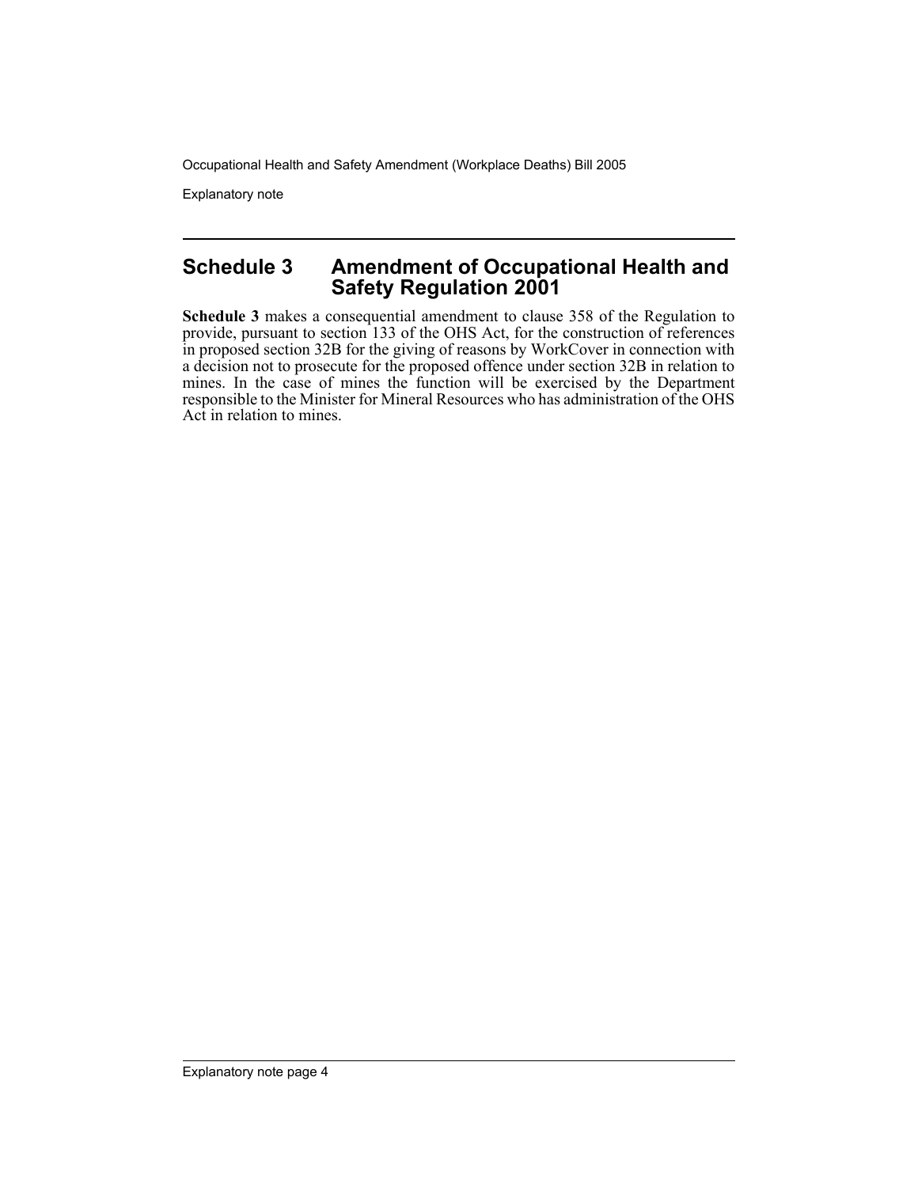## Schedule 3 Amendment of Occupational Health and Safety Regulation 2001

**Schedule 3** makes a consequential amendment to clause 358 of the Regulation to provide, pursuant to section 133 of the OHS Act, for the construction of references in proposed section 32B for the giving of reasons by WorkCover in connection with a decision not to prosecute for the proposed offence under section 32B in relation to mines. In the case of mines the function will be exercised by the Department responsible to the Minister for Mineral Resources who has administration of the OHS Act in relation to mines.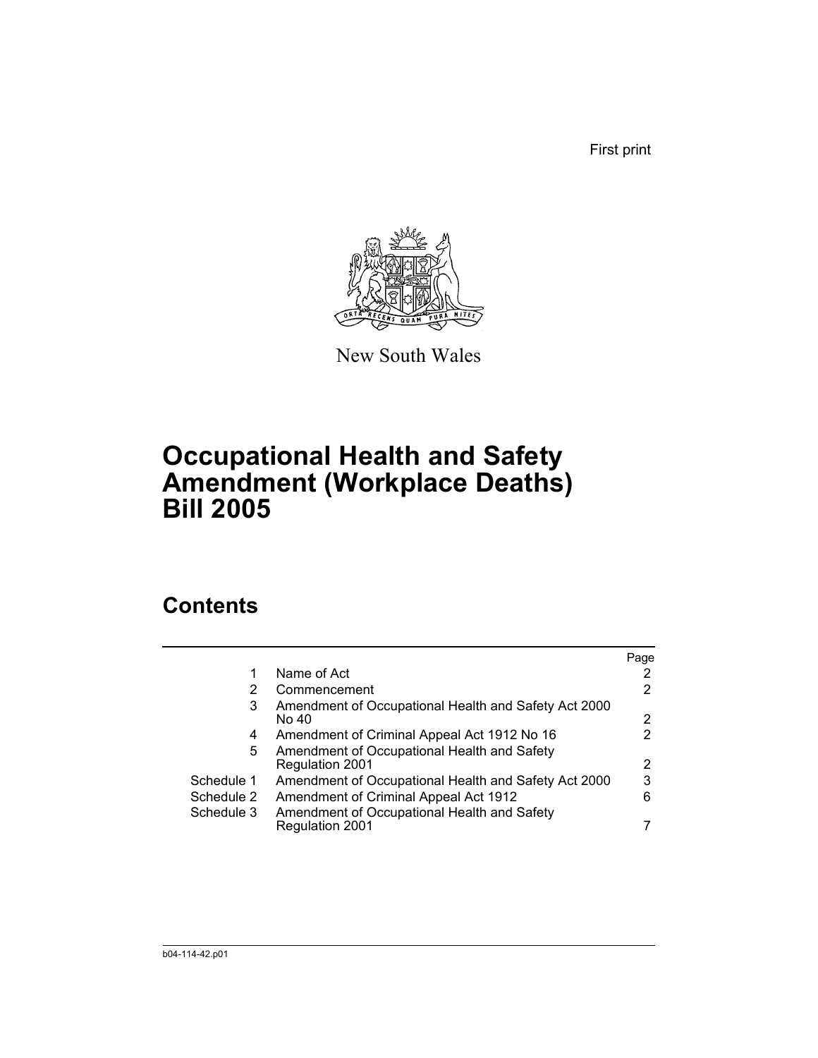First print

New South Wales

# Occupational Health and Safety Amendment (Workplace Deaths) Bill 2005

## Contents

| | | Page |
|---|---|---|
| 1 | Name of Act | 2 |
| 2 | Commencement | 2 |
| 3 | Amendment of Occupational Health and Safety Act 2000 No 40 | 2 |
| 4 | Amendment of Criminal Appeal Act 1912 No 16 | 2 |
| 5 | Amendment of Occupational Health and Safety Regulation 2001 | 2 |
| Schedule 1 | Amendment of Occupational Health and Safety Act 2000 | 3 |
| Schedule 2 | Amendment of Criminal Appeal Act 1912 | 6 |
| Schedule 3 | Amendment of Occupational Health and Safety Regulation 2001 | 7 |

b04-114-42.p01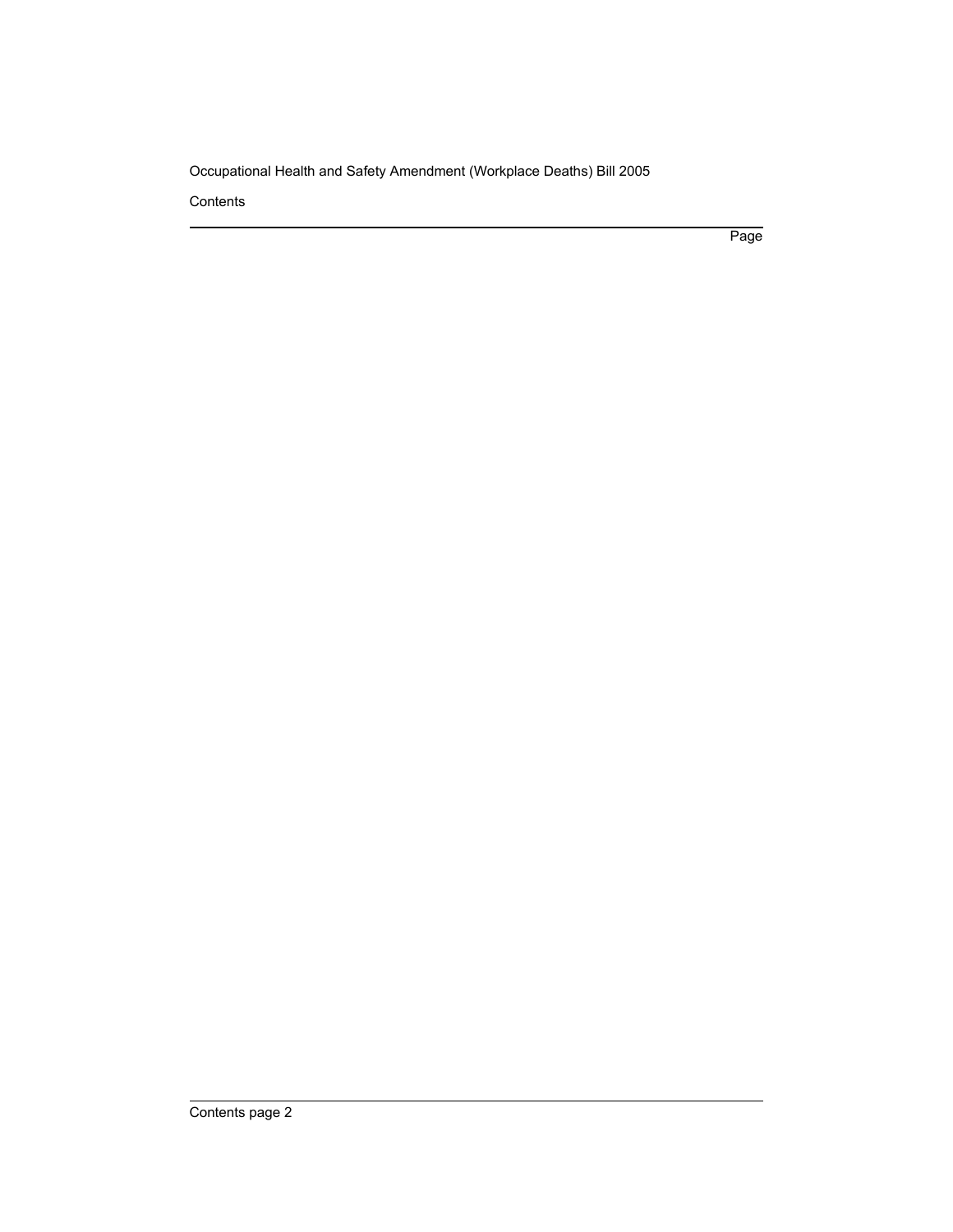Contents

Page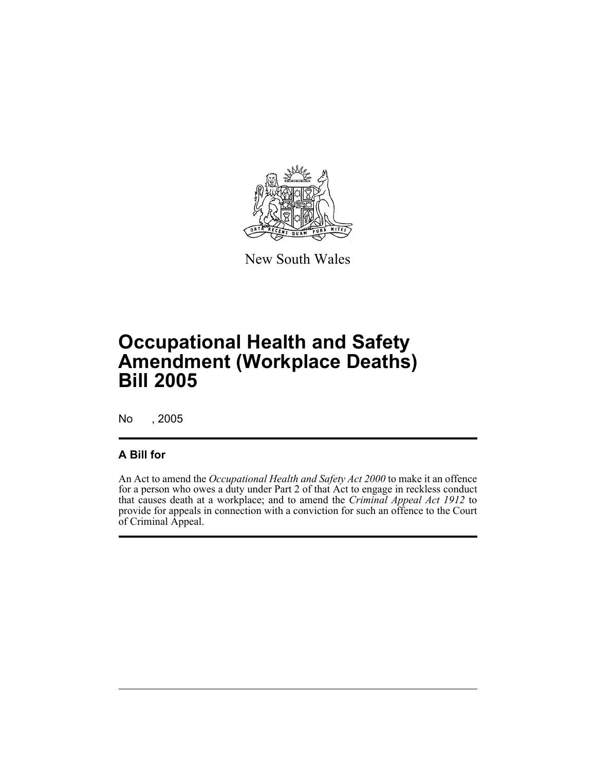New South Wales

# Occupational Health and Safety Amendment (Workplace Deaths) Bill 2005

No , 2005

## A Bill for

An Act to amend the *Occupational Health and Safety Act 2000* to make it an offence for a person who owes a duty under Part 2 of that Act to engage in reckless conduct that causes death at a workplace; and to amend the *Criminal Appeal Act 1912* to provide for appeals in connection with a conviction for such an offence to the Court of Criminal Appeal.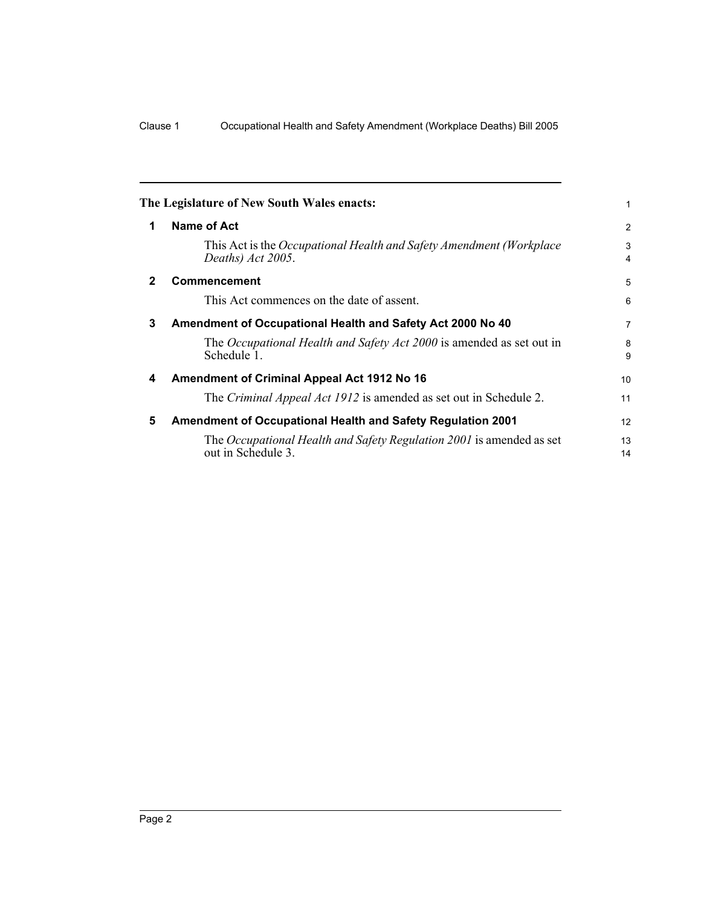**The Legislature of New South Wales enacts:**

## 1 Name of Act

This Act is the *Occupational Health and Safety Amendment (Workplace Deaths) Act 2005*.

## 2 Commencement

This Act commences on the date of assent.

## 3 Amendment of Occupational Health and Safety Act 2000 No 40

The *Occupational Health and Safety Act 2000* is amended as set out in Schedule 1.

## 4 Amendment of Criminal Appeal Act 1912 No 16

The *Criminal Appeal Act 1912* is amended as set out in Schedule 2.

## 5 Amendment of Occupational Health and Safety Regulation 2001

The *Occupational Health and Safety Regulation 2001* is amended as set out in Schedule 3.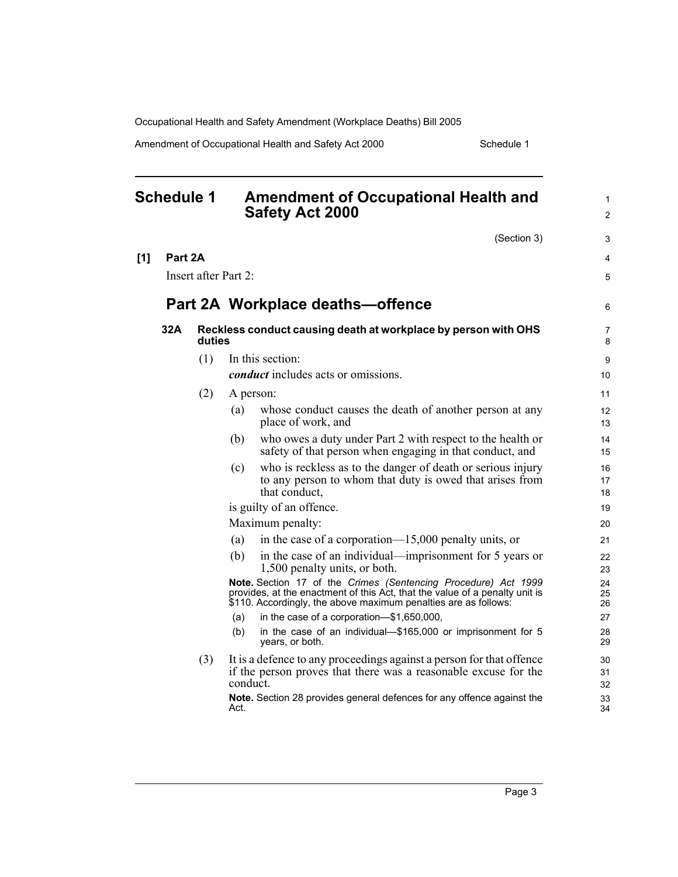# Schedule 1 Amendment of Occupational Health and Safety Act 2000

(Section 3)

**[1] Part 2A**

Insert after Part 2:

## Part 2A Workplace deaths—offence

### 32A Reckless conduct causing death at workplace by person with OHS duties

(1) In this section:

***conduct*** includes acts or omissions.

(2) A person:

(a) whose conduct causes the death of another person at any place of work, and

(b) who owes a duty under Part 2 with respect to the health or safety of that person when engaging in that conduct, and

(c) who is reckless as to the danger of death or serious injury to any person to whom that duty is owed that arises from that conduct,

is guilty of an offence.

Maximum penalty:

(a) in the case of a corporation—15,000 penalty units, or

(b) in the case of an individual—imprisonment for 5 years or 1,500 penalty units, or both.

**Note.** Section 17 of the *Crimes (Sentencing Procedure) Act 1999* provides, at the enactment of this Act, that the value of a penalty unit is $110. Accordingly, the above maximum penalties are as follows:

(a) in the case of a corporation—$1,650,000,

(b) in the case of an individual—$165,000 or imprisonment for 5 years, or both.

(3) It is a defence to any proceedings against a person for that offence if the person proves that there was a reasonable excuse for the conduct.

**Note.** Section 28 provides general defences for any offence against the Act.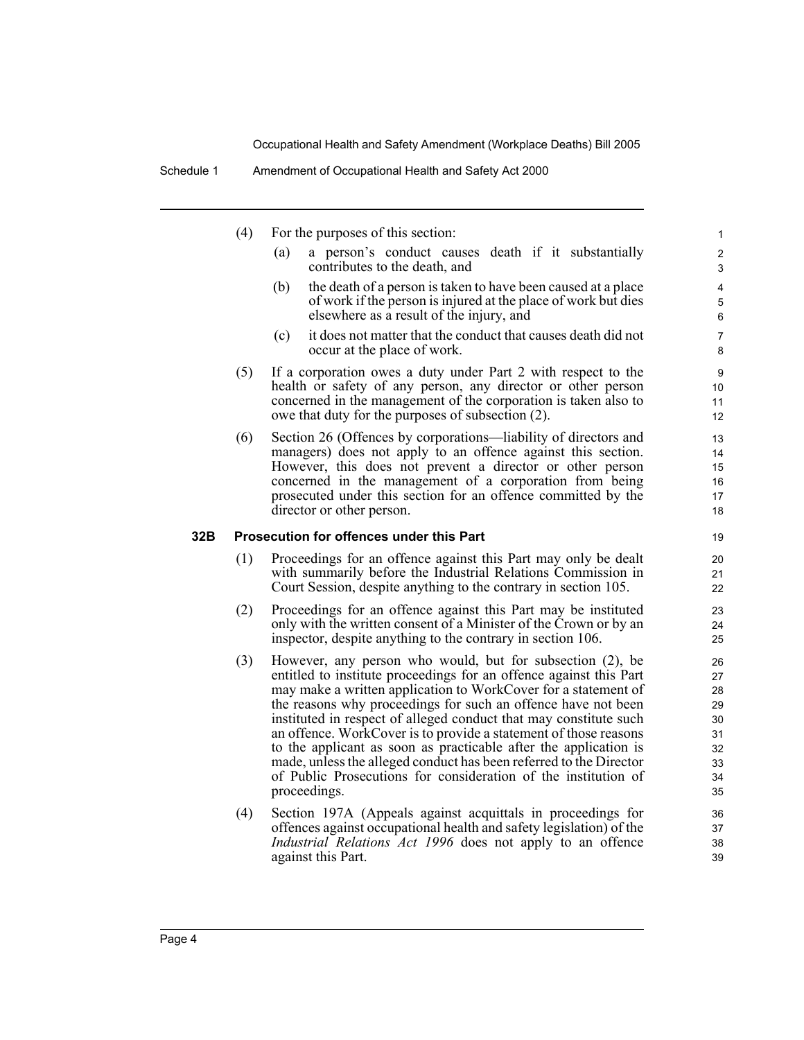(4) For the purposes of this section:

(a) a person's conduct causes death if it substantially contributes to the death, and

(b) the death of a person is taken to have been caused at a place of work if the person is injured at the place of work but dies elsewhere as a result of the injury, and

(c) it does not matter that the conduct that causes death did not occur at the place of work.

(5) If a corporation owes a duty under Part 2 with respect to the health or safety of any person, any director or other person concerned in the management of the corporation is taken also to owe that duty for the purposes of subsection (2).

(6) Section 26 (Offences by corporations—liability of directors and managers) does not apply to an offence against this section. However, this does not prevent a director or other person concerned in the management of a corporation from being prosecuted under this section for an offence committed by the director or other person.

### 32B Prosecution for offences under this Part

(1) Proceedings for an offence against this Part may only be dealt with summarily before the Industrial Relations Commission in Court Session, despite anything to the contrary in section 105.

(2) Proceedings for an offence against this Part may be instituted only with the written consent of a Minister of the Crown or by an inspector, despite anything to the contrary in section 106.

(3) However, any person who would, but for subsection (2), be entitled to institute proceedings for an offence against this Part may make a written application to WorkCover for a statement of the reasons why proceedings for such an offence have not been instituted in respect of alleged conduct that may constitute such an offence. WorkCover is to provide a statement of those reasons to the applicant as soon as practicable after the application is made, unless the alleged conduct has been referred to the Director of Public Prosecutions for consideration of the institution of proceedings.

(4) Section 197A (Appeals against acquittals in proceedings for offences against occupational health and safety legislation) of the *Industrial Relations Act 1996* does not apply to an offence against this Part.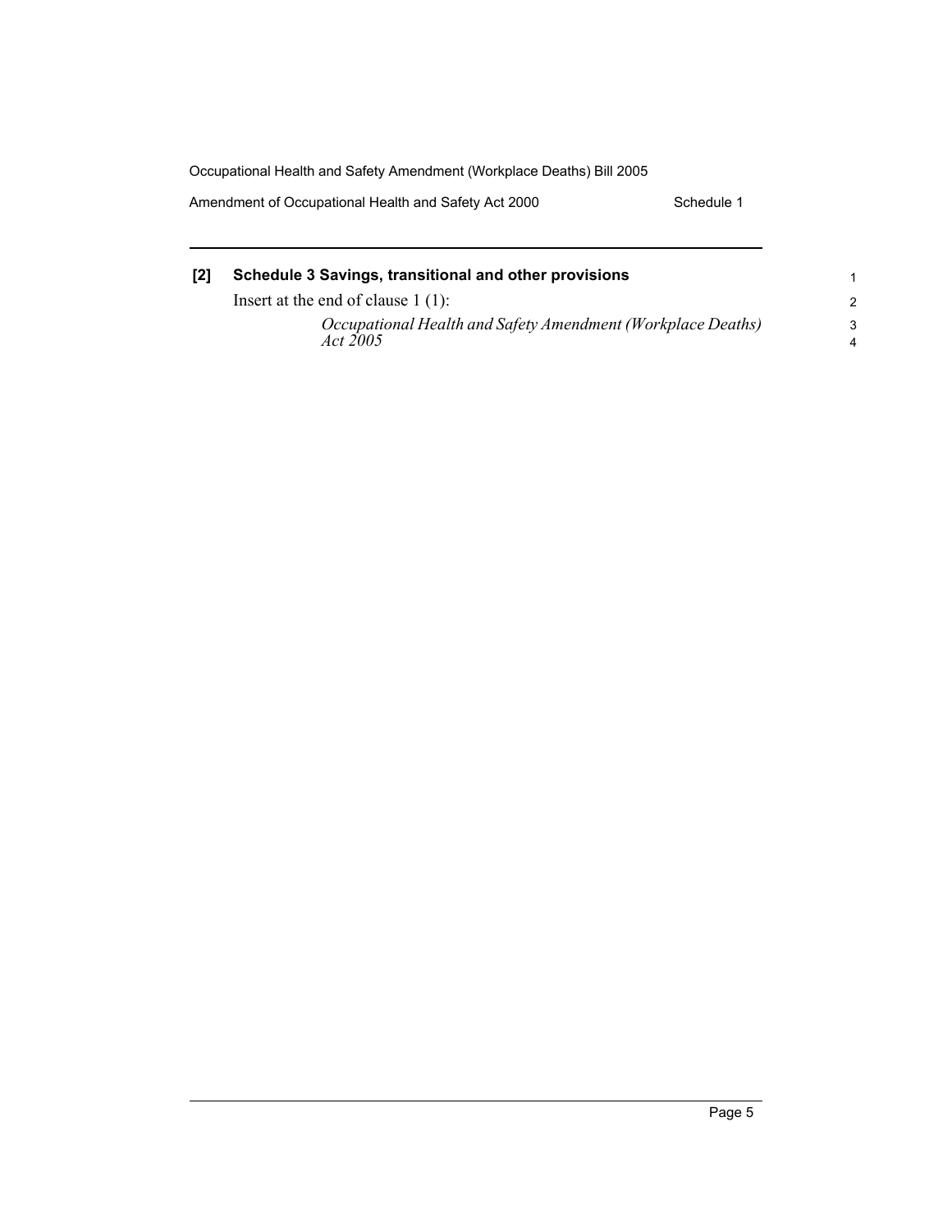**[2] Schedule 3 Savings, transitional and other provisions**

Insert at the end of clause 1 (1):

*Occupational Health and Safety Amendment (Workplace Deaths) Act 2005*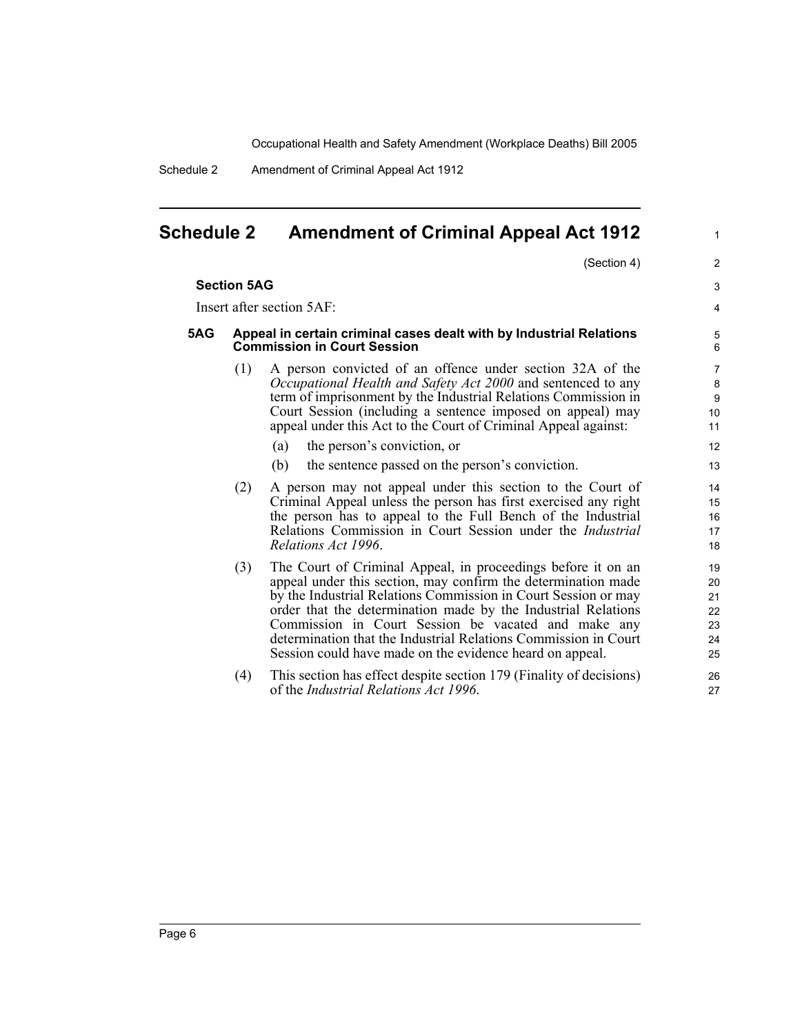## Schedule 2 Amendment of Criminal Appeal Act 1912

(Section 4)

**Section 5AG**

Insert after section 5AF:

**5AG Appeal in certain criminal cases dealt with by Industrial Relations Commission in Court Session**

(1) A person convicted of an offence under section 32A of the *Occupational Health and Safety Act 2000* and sentenced to any term of imprisonment by the Industrial Relations Commission in Court Session (including a sentence imposed on appeal) may appeal under this Act to the Court of Criminal Appeal against:

(a) the person's conviction, or

(b) the sentence passed on the person's conviction.

(2) A person may not appeal under this section to the Court of Criminal Appeal unless the person has first exercised any right the person has to appeal to the Full Bench of the Industrial Relations Commission in Court Session under the *Industrial Relations Act 1996*.

(3) The Court of Criminal Appeal, in proceedings before it on an appeal under this section, may confirm the determination made by the Industrial Relations Commission in Court Session or may order that the determination made by the Industrial Relations Commission in Court Session be vacated and make any determination that the Industrial Relations Commission in Court Session could have made on the evidence heard on appeal.

(4) This section has effect despite section 179 (Finality of decisions) of the *Industrial Relations Act 1996*.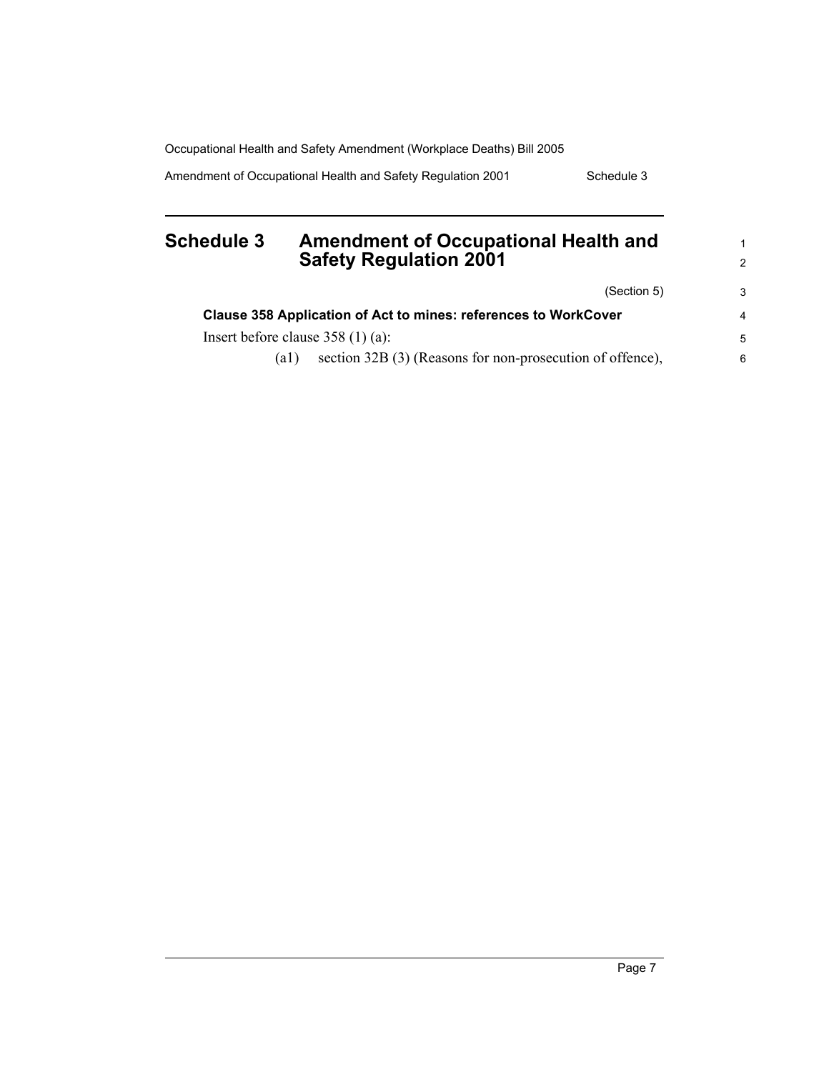## Schedule 3 Amendment of Occupational Health and Safety Regulation 2001

(Section 5)

### Clause 358 Application of Act to mines: references to WorkCover

Insert before clause 358 (1) (a):

(a1) section 32B (3) (Reasons for non-prosecution of offence),